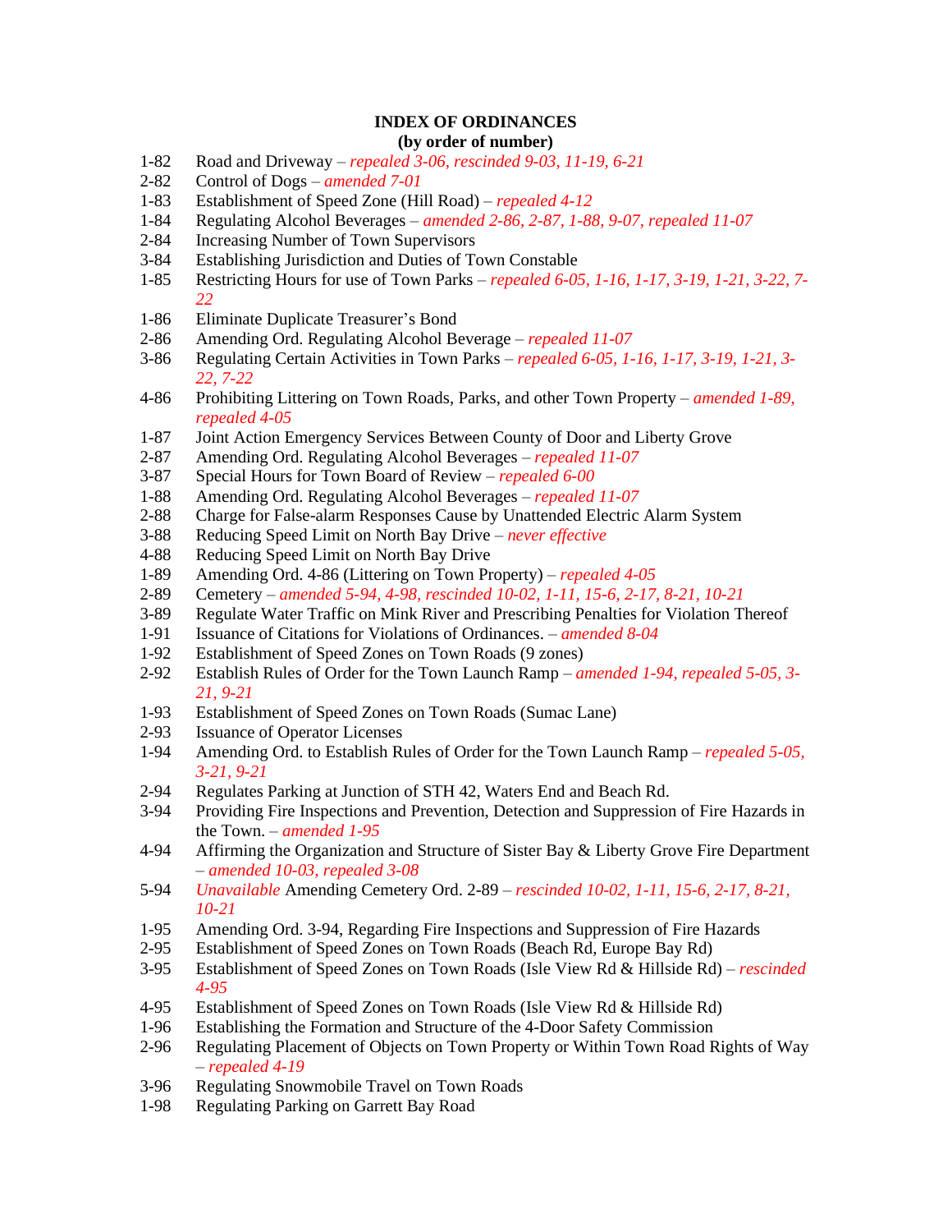# INDEX OF ORDINANCES
## (by order of number)

1-82 Road and Driveway – *repealed 3-06, rescinded 9-03, 11-19, 6-21*
2-82 Control of Dogs – *amended 7-01*
1-83 Establishment of Speed Zone (Hill Road) – *repealed 4-12*
1-84 Regulating Alcohol Beverages – *amended 2-86, 2-87, 1-88, 9-07, repealed 11-07*
2-84 Increasing Number of Town Supervisors
3-84 Establishing Jurisdiction and Duties of Town Constable
1-85 Restricting Hours for use of Town Parks – *repealed 6-05, 1-16, 1-17, 3-19, 1-21, 3-22, 7-22*
1-86 Eliminate Duplicate Treasurer's Bond
2-86 Amending Ord. Regulating Alcohol Beverage – *repealed 11-07*
3-86 Regulating Certain Activities in Town Parks – *repealed 6-05, 1-16, 1-17, 3-19, 1-21, 3-22, 7-22*
4-86 Prohibiting Littering on Town Roads, Parks, and other Town Property – *amended 1-89, repealed 4-05*
1-87 Joint Action Emergency Services Between County of Door and Liberty Grove
2-87 Amending Ord. Regulating Alcohol Beverages – *repealed 11-07*
3-87 Special Hours for Town Board of Review – *repealed 6-00*
1-88 Amending Ord. Regulating Alcohol Beverages – *repealed 11-07*
2-88 Charge for False-alarm Responses Cause by Unattended Electric Alarm System
3-88 Reducing Speed Limit on North Bay Drive – *never effective*
4-88 Reducing Speed Limit on North Bay Drive
1-89 Amending Ord. 4-86 (Littering on Town Property) – *repealed 4-05*
2-89 Cemetery – *amended 5-94, 4-98, rescinded 10-02, 1-11, 15-6, 2-17, 8-21, 10-21*
3-89 Regulate Water Traffic on Mink River and Prescribing Penalties for Violation Thereof
1-91 Issuance of Citations for Violations of Ordinances. – *amended 8-04*
1-92 Establishment of Speed Zones on Town Roads (9 zones)
2-92 Establish Rules of Order for the Town Launch Ramp – *amended 1-94, repealed 5-05, 3-21, 9-21*
1-93 Establishment of Speed Zones on Town Roads (Sumac Lane)
2-93 Issuance of Operator Licenses
1-94 Amending Ord. to Establish Rules of Order for the Town Launch Ramp – *repealed 5-05, 3-21, 9-21*
2-94 Regulates Parking at Junction of STH 42, Waters End and Beach Rd.
3-94 Providing Fire Inspections and Prevention, Detection and Suppression of Fire Hazards in the Town. – *amended 1-95*
4-94 Affirming the Organization and Structure of Sister Bay & Liberty Grove Fire Department – *amended 10-03, repealed 3-08*
5-94 *Unavailable* Amending Cemetery Ord. 2-89 – *rescinded 10-02, 1-11, 15-6, 2-17, 8-21, 10-21*
1-95 Amending Ord. 3-94, Regarding Fire Inspections and Suppression of Fire Hazards
2-95 Establishment of Speed Zones on Town Roads (Beach Rd, Europe Bay Rd)
3-95 Establishment of Speed Zones on Town Roads (Isle View Rd & Hillside Rd) – *rescinded 4-95*
4-95 Establishment of Speed Zones on Town Roads (Isle View Rd & Hillside Rd)
1-96 Establishing the Formation and Structure of the 4-Door Safety Commission
2-96 Regulating Placement of Objects on Town Property or Within Town Road Rights of Way – *repealed 4-19*
3-96 Regulating Snowmobile Travel on Town Roads
1-98 Regulating Parking on Garrett Bay Road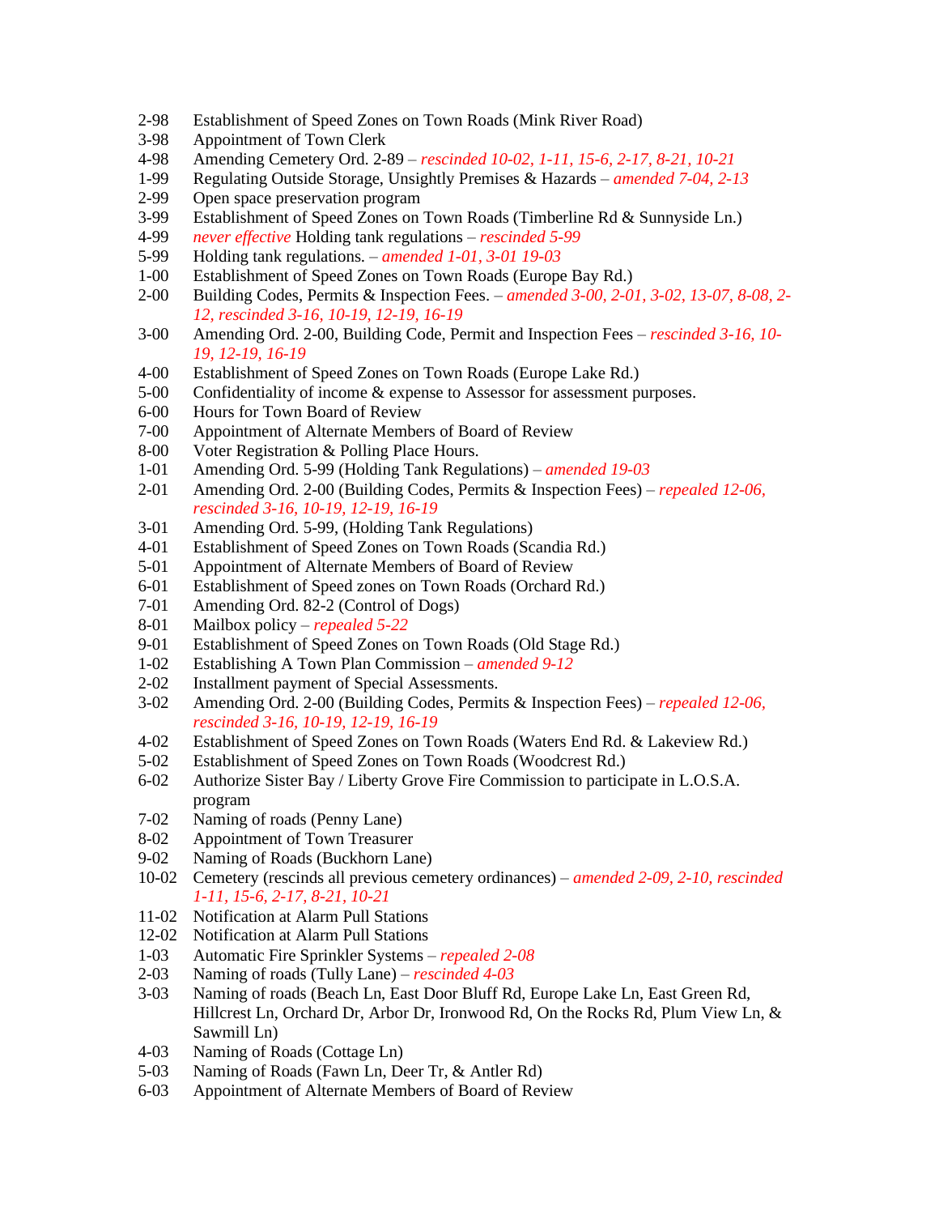2-98 Establishment of Speed Zones on Town Roads (Mink River Road)
3-98 Appointment of Town Clerk
4-98 Amending Cemetery Ord. 2-89 – *rescinded 10-02, 1-11, 15-6, 2-17, 8-21, 10-21*
1-99 Regulating Outside Storage, Unsightly Premises & Hazards – *amended 7-04, 2-13*
2-99 Open space preservation program
3-99 Establishment of Speed Zones on Town Roads (Timberline Rd & Sunnyside Ln.)
4-99 *never effective* Holding tank regulations – *rescinded 5-99*
5-99 Holding tank regulations. – *amended 1-01, 3-01 19-03*
1-00 Establishment of Speed Zones on Town Roads (Europe Bay Rd.)
2-00 Building Codes, Permits & Inspection Fees. – *amended 3-00, 2-01, 3-02, 13-07, 8-08, 2-12, rescinded 3-16, 10-19, 12-19, 16-19*
3-00 Amending Ord. 2-00, Building Code, Permit and Inspection Fees – *rescinded 3-16, 10-19, 12-19, 16-19*
4-00 Establishment of Speed Zones on Town Roads (Europe Lake Rd.)
5-00 Confidentiality of income & expense to Assessor for assessment purposes.
6-00 Hours for Town Board of Review
7-00 Appointment of Alternate Members of Board of Review
8-00 Voter Registration & Polling Place Hours.
1-01 Amending Ord. 5-99 (Holding Tank Regulations) – *amended 19-03*
2-01 Amending Ord. 2-00 (Building Codes, Permits & Inspection Fees) – *repealed 12-06, rescinded 3-16, 10-19, 12-19, 16-19*
3-01 Amending Ord. 5-99, (Holding Tank Regulations)
4-01 Establishment of Speed Zones on Town Roads (Scandia Rd.)
5-01 Appointment of Alternate Members of Board of Review
6-01 Establishment of Speed zones on Town Roads (Orchard Rd.)
7-01 Amending Ord. 82-2 (Control of Dogs)
8-01 Mailbox policy – *repealed 5-22*
9-01 Establishment of Speed Zones on Town Roads (Old Stage Rd.)
1-02 Establishing A Town Plan Commission – *amended 9-12*
2-02 Installment payment of Special Assessments.
3-02 Amending Ord. 2-00 (Building Codes, Permits & Inspection Fees) – *repealed 12-06, rescinded 3-16, 10-19, 12-19, 16-19*
4-02 Establishment of Speed Zones on Town Roads (Waters End Rd. & Lakeview Rd.)
5-02 Establishment of Speed Zones on Town Roads (Woodcrest Rd.)
6-02 Authorize Sister Bay / Liberty Grove Fire Commission to participate in L.O.S.A. program
7-02 Naming of roads (Penny Lane)
8-02 Appointment of Town Treasurer
9-02 Naming of Roads (Buckhorn Lane)
10-02 Cemetery (rescinds all previous cemetery ordinances) – *amended 2-09, 2-10, rescinded 1-11, 15-6, 2-17, 8-21, 10-21*
11-02 Notification at Alarm Pull Stations
12-02 Notification at Alarm Pull Stations
1-03 Automatic Fire Sprinkler Systems – *repealed 2-08*
2-03 Naming of roads (Tully Lane) – *rescinded 4-03*
3-03 Naming of roads (Beach Ln, East Door Bluff Rd, Europe Lake Ln, East Green Rd, Hillcrest Ln, Orchard Dr, Arbor Dr, Ironwood Rd, On the Rocks Rd, Plum View Ln, & Sawmill Ln)
4-03 Naming of Roads (Cottage Ln)
5-03 Naming of Roads (Fawn Ln, Deer Tr, & Antler Rd)
6-03 Appointment of Alternate Members of Board of Review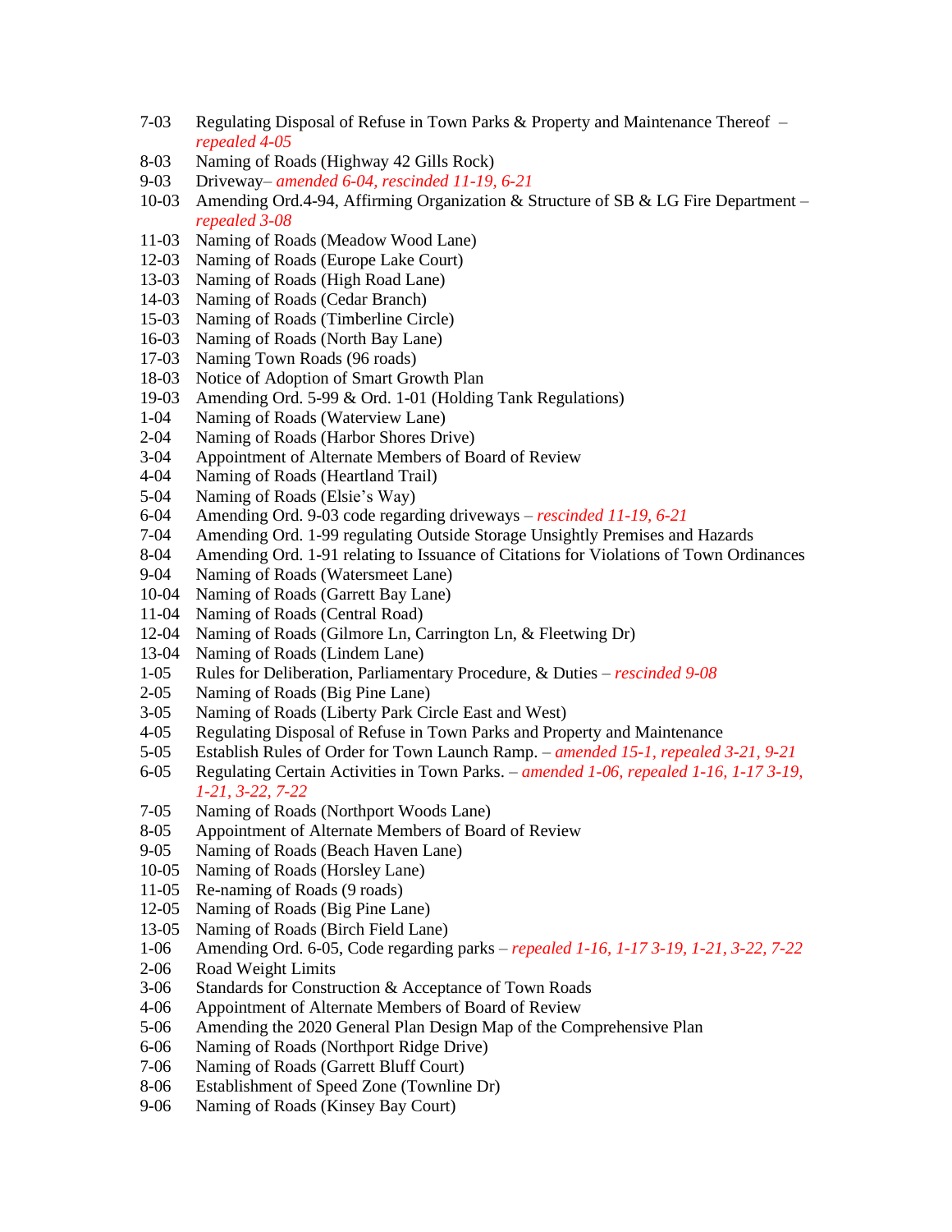7-03 Regulating Disposal of Refuse in Town Parks & Property and Maintenance Thereof – *repealed 4-05*
8-03 Naming of Roads (Highway 42 Gills Rock)
9-03 Driveway– *amended 6-04, rescinded 11-19, 6-21*
10-03 Amending Ord.4-94, Affirming Organization & Structure of SB & LG Fire Department – *repealed 3-08*
11-03 Naming of Roads (Meadow Wood Lane)
12-03 Naming of Roads (Europe Lake Court)
13-03 Naming of Roads (High Road Lane)
14-03 Naming of Roads (Cedar Branch)
15-03 Naming of Roads (Timberline Circle)
16-03 Naming of Roads (North Bay Lane)
17-03 Naming Town Roads (96 roads)
18-03 Notice of Adoption of Smart Growth Plan
19-03 Amending Ord. 5-99 & Ord. 1-01 (Holding Tank Regulations)
1-04 Naming of Roads (Waterview Lane)
2-04 Naming of Roads (Harbor Shores Drive)
3-04 Appointment of Alternate Members of Board of Review
4-04 Naming of Roads (Heartland Trail)
5-04 Naming of Roads (Elsie's Way)
6-04 Amending Ord. 9-03 code regarding driveways – *rescinded 11-19, 6-21*
7-04 Amending Ord. 1-99 regulating Outside Storage Unsightly Premises and Hazards
8-04 Amending Ord. 1-91 relating to Issuance of Citations for Violations of Town Ordinances
9-04 Naming of Roads (Watersmeet Lane)
10-04 Naming of Roads (Garrett Bay Lane)
11-04 Naming of Roads (Central Road)
12-04 Naming of Roads (Gilmore Ln, Carrington Ln, & Fleetwing Dr)
13-04 Naming of Roads (Lindem Lane)
1-05 Rules for Deliberation, Parliamentary Procedure, & Duties – *rescinded 9-08*
2-05 Naming of Roads (Big Pine Lane)
3-05 Naming of Roads (Liberty Park Circle East and West)
4-05 Regulating Disposal of Refuse in Town Parks and Property and Maintenance
5-05 Establish Rules of Order for Town Launch Ramp. – *amended 15-1, repealed 3-21, 9-21*
6-05 Regulating Certain Activities in Town Parks. – *amended 1-06, repealed 1-16, 1-17 3-19, 1-21, 3-22, 7-22*
7-05 Naming of Roads (Northport Woods Lane)
8-05 Appointment of Alternate Members of Board of Review
9-05 Naming of Roads (Beach Haven Lane)
10-05 Naming of Roads (Horsley Lane)
11-05 Re-naming of Roads (9 roads)
12-05 Naming of Roads (Big Pine Lane)
13-05 Naming of Roads (Birch Field Lane)
1-06 Amending Ord. 6-05, Code regarding parks – *repealed 1-16, 1-17 3-19, 1-21, 3-22, 7-22*
2-06 Road Weight Limits
3-06 Standards for Construction & Acceptance of Town Roads
4-06 Appointment of Alternate Members of Board of Review
5-06 Amending the 2020 General Plan Design Map of the Comprehensive Plan
6-06 Naming of Roads (Northport Ridge Drive)
7-06 Naming of Roads (Garrett Bluff Court)
8-06 Establishment of Speed Zone (Townline Dr)
9-06 Naming of Roads (Kinsey Bay Court)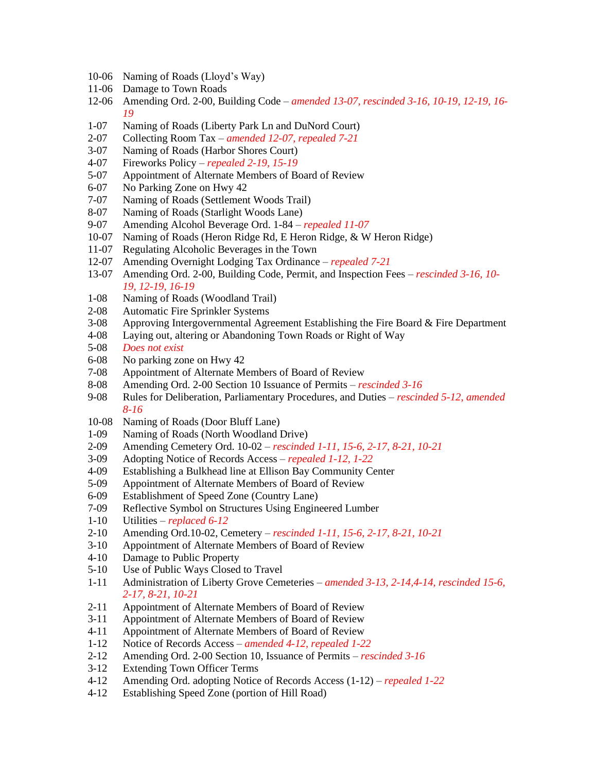10-06 Naming of Roads (Lloyd's Way)
11-06 Damage to Town Roads
12-06 Amending Ord. 2-00, Building Code – *amended 13-07, rescinded 3-16, 10-19, 12-19, 16-19*
1-07 Naming of Roads (Liberty Park Ln and DuNord Court)
2-07 Collecting Room Tax – *amended 12-07, repealed 7-21*
3-07 Naming of Roads (Harbor Shores Court)
4-07 Fireworks Policy – *repealed 2-19, 15-19*
5-07 Appointment of Alternate Members of Board of Review
6-07 No Parking Zone on Hwy 42
7-07 Naming of Roads (Settlement Woods Trail)
8-07 Naming of Roads (Starlight Woods Lane)
9-07 Amending Alcohol Beverage Ord. 1-84 – *repealed 11-07*
10-07 Naming of Roads (Heron Ridge Rd, E Heron Ridge, & W Heron Ridge)
11-07 Regulating Alcoholic Beverages in the Town
12-07 Amending Overnight Lodging Tax Ordinance – *repealed 7-21*
13-07 Amending Ord. 2-00, Building Code, Permit, and Inspection Fees – *rescinded 3-16, 10-19, 12-19, 16-19*
1-08 Naming of Roads (Woodland Trail)
2-08 Automatic Fire Sprinkler Systems
3-08 Approving Intergovernmental Agreement Establishing the Fire Board & Fire Department
4-08 Laying out, altering or Abandoning Town Roads or Right of Way
5-08 *Does not exist*
6-08 No parking zone on Hwy 42
7-08 Appointment of Alternate Members of Board of Review
8-08 Amending Ord. 2-00 Section 10 Issuance of Permits – *rescinded 3-16*
9-08 Rules for Deliberation, Parliamentary Procedures, and Duties – *rescinded 5-12, amended 8-16*
10-08 Naming of Roads (Door Bluff Lane)
1-09 Naming of Roads (North Woodland Drive)
2-09 Amending Cemetery Ord. 10-02 – *rescinded 1-11, 15-6, 2-17, 8-21, 10-21*
3-09 Adopting Notice of Records Access – *repealed 1-12, 1-22*
4-09 Establishing a Bulkhead line at Ellison Bay Community Center
5-09 Appointment of Alternate Members of Board of Review
6-09 Establishment of Speed Zone (Country Lane)
7-09 Reflective Symbol on Structures Using Engineered Lumber
1-10 Utilities – *replaced 6-12*
2-10 Amending Ord.10-02, Cemetery – *rescinded 1-11, 15-6, 2-17, 8-21, 10-21*
3-10 Appointment of Alternate Members of Board of Review
4-10 Damage to Public Property
5-10 Use of Public Ways Closed to Travel
1-11 Administration of Liberty Grove Cemeteries – *amended 3-13, 2-14,4-14, rescinded 15-6, 2-17, 8-21, 10-21*
2-11 Appointment of Alternate Members of Board of Review
3-11 Appointment of Alternate Members of Board of Review
4-11 Appointment of Alternate Members of Board of Review
1-12 Notice of Records Access – *amended 4-12, repealed 1-22*
2-12 Amending Ord. 2-00 Section 10, Issuance of Permits – *rescinded 3-16*
3-12 Extending Town Officer Terms
4-12 Amending Ord. adopting Notice of Records Access (1-12) – *repealed 1-22*
4-12 Establishing Speed Zone (portion of Hill Road)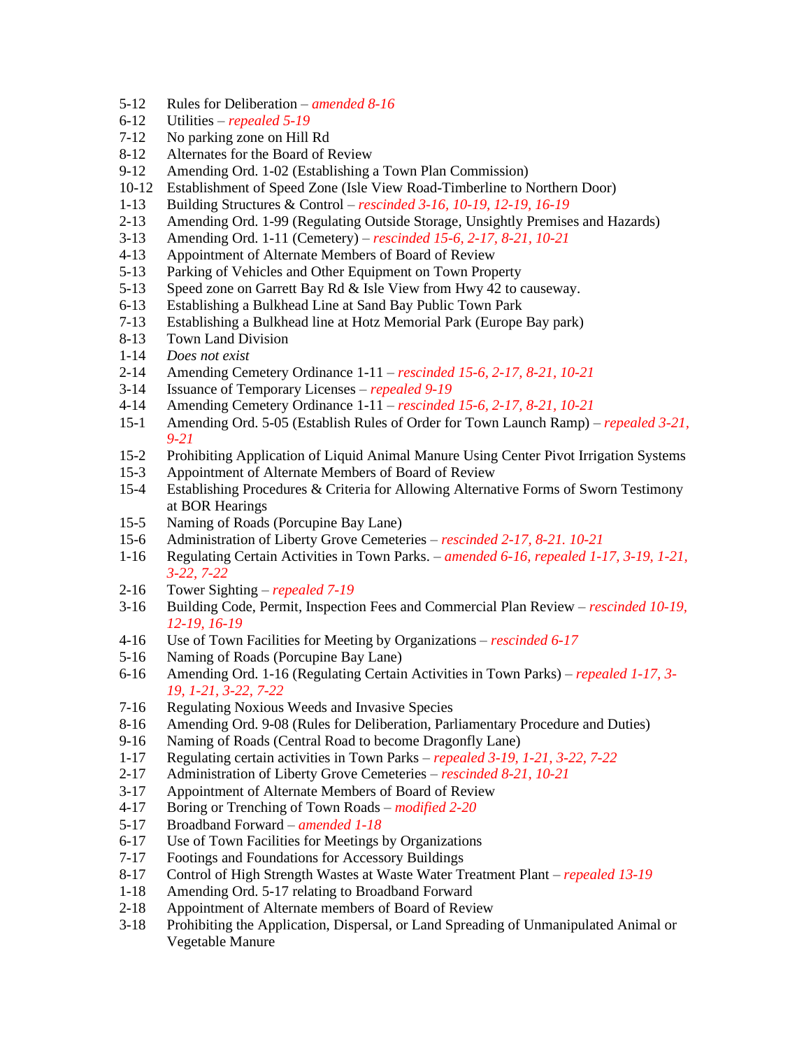5-12 Rules for Deliberation – *amended 8-16*
6-12 Utilities – *repealed 5-19*
7-12 No parking zone on Hill Rd
8-12 Alternates for the Board of Review
9-12 Amending Ord. 1-02 (Establishing a Town Plan Commission)
10-12 Establishment of Speed Zone (Isle View Road-Timberline to Northern Door)
1-13 Building Structures & Control – *rescinded 3-16, 10-19, 12-19, 16-19*
2-13 Amending Ord. 1-99 (Regulating Outside Storage, Unsightly Premises and Hazards)
3-13 Amending Ord. 1-11 (Cemetery) – *rescinded 15-6, 2-17, 8-21, 10-21*
4-13 Appointment of Alternate Members of Board of Review
5-13 Parking of Vehicles and Other Equipment on Town Property
5-13 Speed zone on Garrett Bay Rd & Isle View from Hwy 42 to causeway.
6-13 Establishing a Bulkhead Line at Sand Bay Public Town Park
7-13 Establishing a Bulkhead line at Hotz Memorial Park (Europe Bay park)
8-13 Town Land Division
1-14 *Does not exist*
2-14 Amending Cemetery Ordinance 1-11 – *rescinded 15-6, 2-17, 8-21, 10-21*
3-14 Issuance of Temporary Licenses – *repealed 9-19*
4-14 Amending Cemetery Ordinance 1-11 – *rescinded 15-6, 2-17, 8-21, 10-21*
15-1 Amending Ord. 5-05 (Establish Rules of Order for Town Launch Ramp) – *repealed 3-21, 9-21*
15-2 Prohibiting Application of Liquid Animal Manure Using Center Pivot Irrigation Systems
15-3 Appointment of Alternate Members of Board of Review
15-4 Establishing Procedures & Criteria for Allowing Alternative Forms of Sworn Testimony at BOR Hearings
15-5 Naming of Roads (Porcupine Bay Lane)
15-6 Administration of Liberty Grove Cemeteries – *rescinded 2-17, 8-21. 10-21*
1-16 Regulating Certain Activities in Town Parks. – *amended 6-16, repealed 1-17, 3-19, 1-21, 3-22, 7-22*
2-16 Tower Sighting – *repealed 7-19*
3-16 Building Code, Permit, Inspection Fees and Commercial Plan Review – *rescinded 10-19, 12-19, 16-19*
4-16 Use of Town Facilities for Meeting by Organizations – *rescinded 6-17*
5-16 Naming of Roads (Porcupine Bay Lane)
6-16 Amending Ord. 1-16 (Regulating Certain Activities in Town Parks) – *repealed 1-17, 3-19, 1-21, 3-22, 7-22*
7-16 Regulating Noxious Weeds and Invasive Species
8-16 Amending Ord. 9-08 (Rules for Deliberation, Parliamentary Procedure and Duties)
9-16 Naming of Roads (Central Road to become Dragonfly Lane)
1-17 Regulating certain activities in Town Parks – *repealed 3-19, 1-21, 3-22, 7-22*
2-17 Administration of Liberty Grove Cemeteries – *rescinded 8-21, 10-21*
3-17 Appointment of Alternate Members of Board of Review
4-17 Boring or Trenching of Town Roads – *modified 2-20*
5-17 Broadband Forward – *amended 1-18*
6-17 Use of Town Facilities for Meetings by Organizations
7-17 Footings and Foundations for Accessory Buildings
8-17 Control of High Strength Wastes at Waste Water Treatment Plant – *repealed 13-19*
1-18 Amending Ord. 5-17 relating to Broadband Forward
2-18 Appointment of Alternate members of Board of Review
3-18 Prohibiting the Application, Dispersal, or Land Spreading of Unmanipulated Animal or Vegetable Manure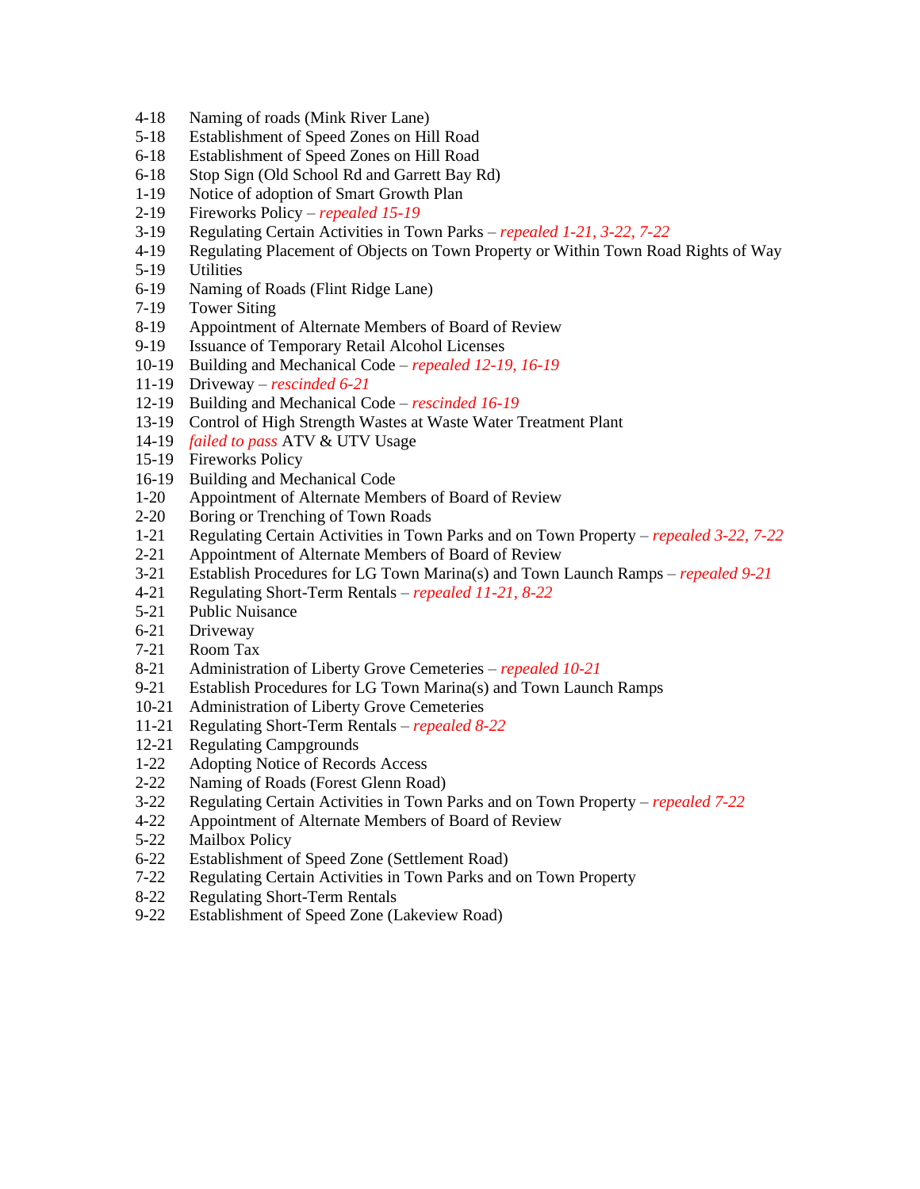4-18 Naming of roads (Mink River Lane)
5-18 Establishment of Speed Zones on Hill Road
6-18 Establishment of Speed Zones on Hill Road
6-18 Stop Sign (Old School Rd and Garrett Bay Rd)
1-19 Notice of adoption of Smart Growth Plan
2-19 Fireworks Policy – *repealed 15-19*
3-19 Regulating Certain Activities in Town Parks – *repealed 1-21, 3-22, 7-22*
4-19 Regulating Placement of Objects on Town Property or Within Town Road Rights of Way
5-19 Utilities
6-19 Naming of Roads (Flint Ridge Lane)
7-19 Tower Siting
8-19 Appointment of Alternate Members of Board of Review
9-19 Issuance of Temporary Retail Alcohol Licenses
10-19 Building and Mechanical Code – *repealed 12-19, 16-19*
11-19 Driveway – *rescinded 6-21*
12-19 Building and Mechanical Code – *rescinded 16-19*
13-19 Control of High Strength Wastes at Waste Water Treatment Plant
14-19 *failed to pass* ATV & UTV Usage
15-19 Fireworks Policy
16-19 Building and Mechanical Code
1-20 Appointment of Alternate Members of Board of Review
2-20 Boring or Trenching of Town Roads
1-21 Regulating Certain Activities in Town Parks and on Town Property – *repealed 3-22, 7-22*
2-21 Appointment of Alternate Members of Board of Review
3-21 Establish Procedures for LG Town Marina(s) and Town Launch Ramps – *repealed 9-21*
4-21 Regulating Short-Term Rentals – *repealed 11-21, 8-22*
5-21 Public Nuisance
6-21 Driveway
7-21 Room Tax
8-21 Administration of Liberty Grove Cemeteries – *repealed 10-21*
9-21 Establish Procedures for LG Town Marina(s) and Town Launch Ramps
10-21 Administration of Liberty Grove Cemeteries
11-21 Regulating Short-Term Rentals – *repealed 8-22*
12-21 Regulating Campgrounds
1-22 Adopting Notice of Records Access
2-22 Naming of Roads (Forest Glenn Road)
3-22 Regulating Certain Activities in Town Parks and on Town Property – *repealed 7-22*
4-22 Appointment of Alternate Members of Board of Review
5-22 Mailbox Policy
6-22 Establishment of Speed Zone (Settlement Road)
7-22 Regulating Certain Activities in Town Parks and on Town Property
8-22 Regulating Short-Term Rentals
9-22 Establishment of Speed Zone (Lakeview Road)